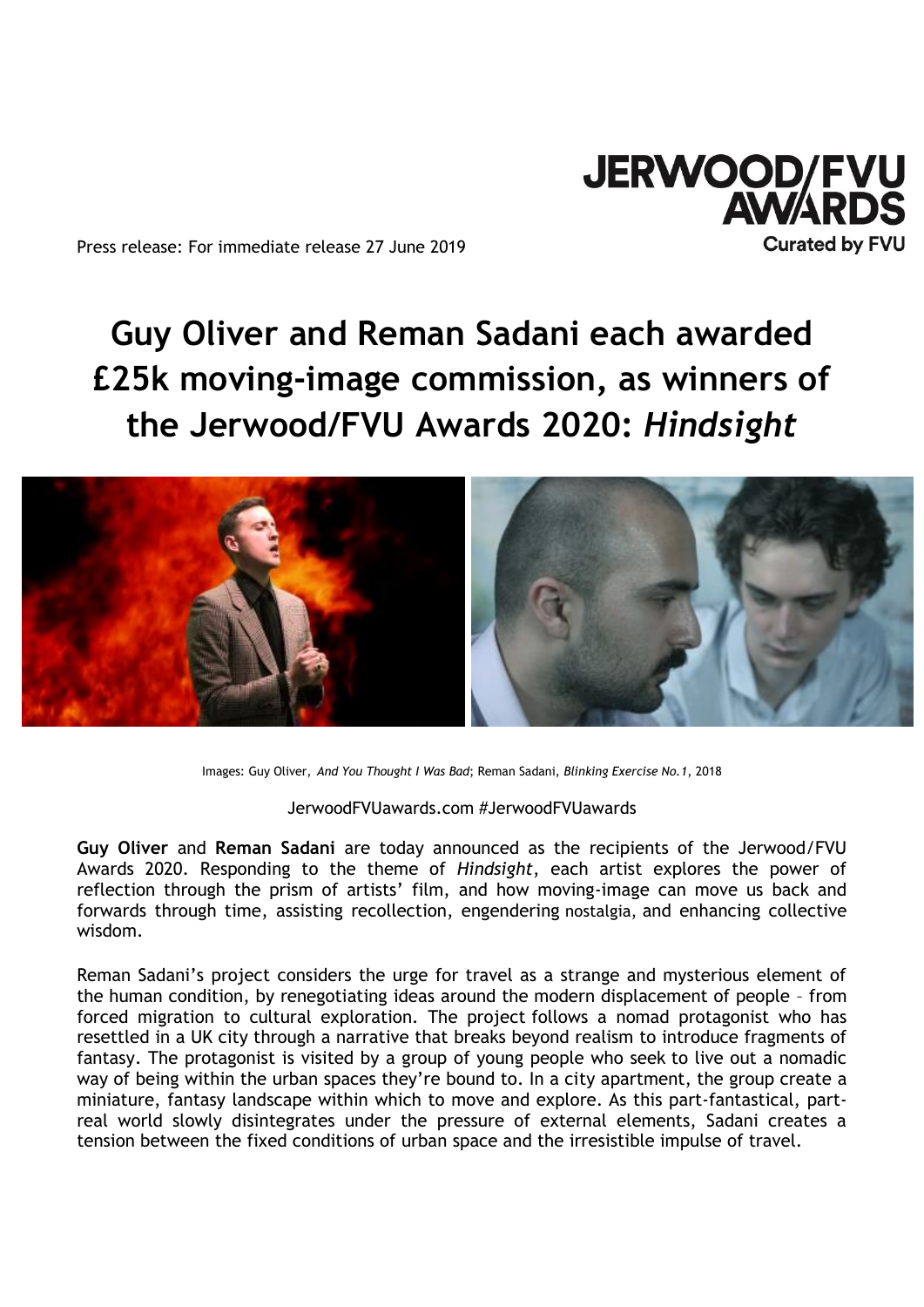JERWOOD/FVU AWARDS
Curated by FVU

Press release: For immediate release 27 June 2019

# Guy Oliver and Reman Sadani each awarded £25k moving-image commission, as winners of the Jerwood/FVU Awards 2020: *Hindsight*

Images: Guy Oliver, *And You Thought I Was Bad*; Reman Sadani, *Blinking Exercise No.1*, 2018

JerwoodFVUawards.com #JerwoodFVUawards

**Guy Oliver** and **Reman Sadani** are today announced as the recipients of the Jerwood/FVU Awards 2020. Responding to the theme of *Hindsight*, each artist explores the power of reflection through the prism of artists' film, and how moving-image can move us back and forwards through time, assisting recollection, engendering nostalgia, and enhancing collective wisdom.

Reman Sadani's project considers the urge for travel as a strange and mysterious element of the human condition, by renegotiating ideas around the modern displacement of people – from forced migration to cultural exploration. The project follows a nomad protagonist who has resettled in a UK city through a narrative that breaks beyond realism to introduce fragments of fantasy. The protagonist is visited by a group of young people who seek to live out a nomadic way of being within the urban spaces they're bound to. In a city apartment, the group create a miniature, fantasy landscape within which to move and explore. As this part-fantastical, part-real world slowly disintegrates under the pressure of external elements, Sadani creates a tension between the fixed conditions of urban space and the irresistible impulse of travel.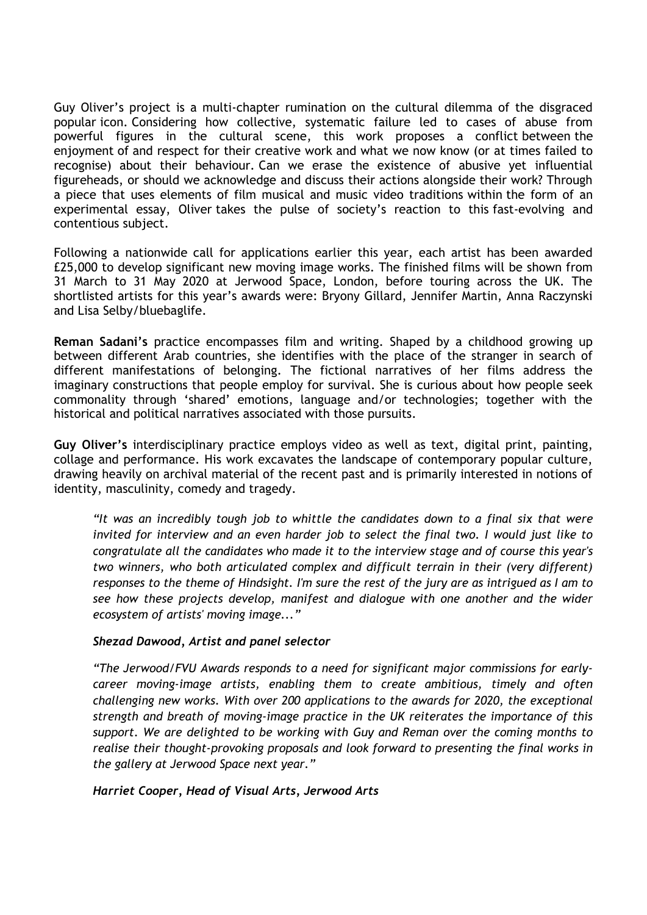Guy Oliver's project is a multi-chapter rumination on the cultural dilemma of the disgraced popular icon. Considering how collective, systematic failure led to cases of abuse from powerful figures in the cultural scene, this work proposes a conflict between the enjoyment of and respect for their creative work and what we now know (or at times failed to recognise) about their behaviour. Can we erase the existence of abusive yet influential figureheads, or should we acknowledge and discuss their actions alongside their work? Through a piece that uses elements of film musical and music video traditions within the form of an experimental essay, Oliver takes the pulse of society's reaction to this fast-evolving and contentious subject.

Following a nationwide call for applications earlier this year, each artist has been awarded £25,000 to develop significant new moving image works. The finished films will be shown from 31 March to 31 May 2020 at Jerwood Space, London, before touring across the UK. The shortlisted artists for this year's awards were: Bryony Gillard, Jennifer Martin, Anna Raczynski and Lisa Selby/bluebaglife.

**Reman Sadani's** practice encompasses film and writing. Shaped by a childhood growing up between different Arab countries, she identifies with the place of the stranger in search of different manifestations of belonging. The fictional narratives of her films address the imaginary constructions that people employ for survival. She is curious about how people seek commonality through 'shared' emotions, language and/or technologies; together with the historical and political narratives associated with those pursuits.

**Guy Oliver's** interdisciplinary practice employs video as well as text, digital print, painting, collage and performance. His work excavates the landscape of contemporary popular culture, drawing heavily on archival material of the recent past and is primarily interested in notions of identity, masculinity, comedy and tragedy.

> *"It was an incredibly tough job to whittle the candidates down to a final six that were invited for interview and an even harder job to select the final two. I would just like to congratulate all the candidates who made it to the interview stage and of course this year's two winners, who both articulated complex and difficult terrain in their (very different) responses to the theme of Hindsight. I'm sure the rest of the jury are as intrigued as I am to see how these projects develop, manifest and dialogue with one another and the wider ecosystem of artists' moving image..."*
>
> ***Shezad Dawood, Artist and panel selector***
>
> *"The Jerwood/FVU Awards responds to a need for significant major commissions for early-career moving-image artists, enabling them to create ambitious, timely and often challenging new works. With over 200 applications to the awards for 2020, the exceptional strength and breath of moving-image practice in the UK reiterates the importance of this support. We are delighted to be working with Guy and Reman over the coming months to realise their thought-provoking proposals and look forward to presenting the final works in the gallery at Jerwood Space next year."*
>
> ***Harriet Cooper, Head of Visual Arts, Jerwood Arts***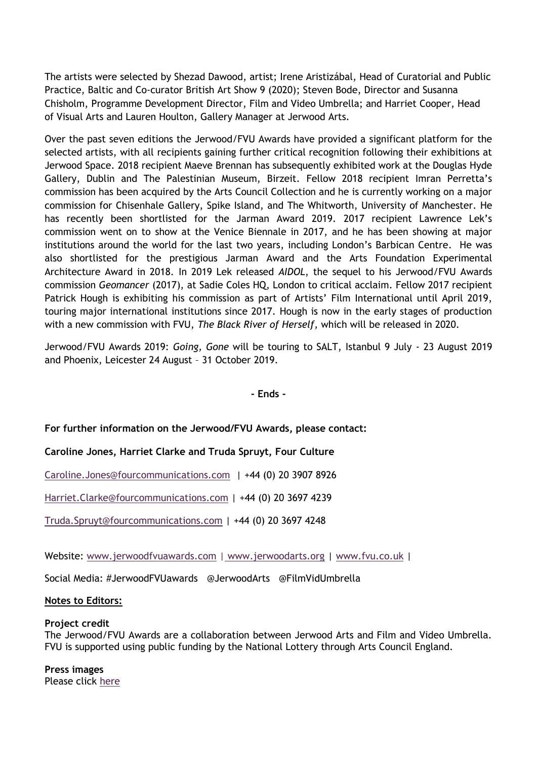The artists were selected by Shezad Dawood, artist; Irene Aristizábal, Head of Curatorial and Public Practice, Baltic and Co-curator British Art Show 9 (2020); Steven Bode, Director and Susanna Chisholm, Programme Development Director, Film and Video Umbrella; and Harriet Cooper, Head of Visual Arts and Lauren Houlton, Gallery Manager at Jerwood Arts.

Over the past seven editions the Jerwood/FVU Awards have provided a significant platform for the selected artists, with all recipients gaining further critical recognition following their exhibitions at Jerwood Space. 2018 recipient Maeve Brennan has subsequently exhibited work at the Douglas Hyde Gallery, Dublin and The Palestinian Museum, Birzeit. Fellow 2018 recipient Imran Perretta's commission has been acquired by the Arts Council Collection and he is currently working on a major commission for Chisenhale Gallery, Spike Island, and The Whitworth, University of Manchester. He has recently been shortlisted for the Jarman Award 2019. 2017 recipient Lawrence Lek's commission went on to show at the Venice Biennale in 2017, and he has been showing at major institutions around the world for the last two years, including London's Barbican Centre. He was also shortlisted for the prestigious Jarman Award and the Arts Foundation Experimental Architecture Award in 2018. In 2019 Lek released *AIDOL*, the sequel to his Jerwood/FVU Awards commission *Geomancer* (2017), at Sadie Coles HQ, London to critical acclaim. Fellow 2017 recipient Patrick Hough is exhibiting his commission as part of Artists' Film International until April 2019, touring major international institutions since 2017. Hough is now in the early stages of production with a new commission with FVU, *The Black River of Herself,* which will be released in 2020.

Jerwood/FVU Awards 2019: *Going, Gone* will be touring to SALT, Istanbul 9 July - 23 August 2019 and Phoenix, Leicester 24 August – 31 October 2019.

**- Ends -**

**For further information on the Jerwood/FVU Awards, please contact:**

**Caroline Jones, Harriet Clarke and Truda Spruyt, Four Culture**

Caroline.Jones@fourcommunications.com | +44 (0) 20 3907 8926

Harriet.Clarke@fourcommunications.com | +44 (0) 20 3697 4239

Truda.Spruyt@fourcommunications.com | +44 (0) 20 3697 4248

Website: www.jerwoodfvuawards.com | www.jerwoodarts.org | www.fvu.co.uk |

Social Media: #JerwoodFVUawards @JerwoodArts @FilmVidUmbrella

**Notes to Editors:**

**Project credit**
The Jerwood/FVU Awards are a collaboration between Jerwood Arts and Film and Video Umbrella. FVU is supported using public funding by the National Lottery through Arts Council England.

**Press images**
Please click here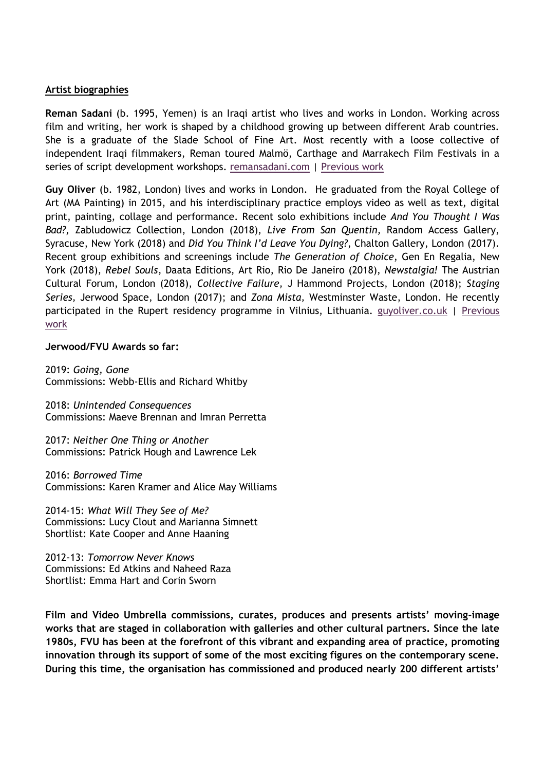**Artist biographies**

**Reman Sadani** (b. 1995, Yemen) is an Iraqi artist who lives and works in London. Working across film and writing, her work is shaped by a childhood growing up between different Arab countries. She is a graduate of the Slade School of Fine Art. Most recently with a loose collective of independent Iraqi filmmakers, Reman toured Malmö, Carthage and Marrakech Film Festivals in a series of script development workshops. remansadani.com | Previous work

**Guy Oliver** (b. 1982, London) lives and works in London. He graduated from the Royal College of Art (MA Painting) in 2015, and his interdisciplinary practice employs video as well as text, digital print, painting, collage and performance. Recent solo exhibitions include *And You Thought I Was Bad?*, Zabludowicz Collection, London (2018), *Live From San Quentin,* Random Access Gallery, Syracuse, New York (2018) and *Did You Think I'd Leave You Dying?*, Chalton Gallery, London (2017). Recent group exhibitions and screenings include *The Generation of Choice*, Gen En Regalia, New York (2018), *Rebel Souls*, Daata Editions, Art Rio, Rio De Janeiro (2018), *Newstalgia!* The Austrian Cultural Forum, London (2018), *Collective Failure,* J Hammond Projects, London (2018); *Staging Series,* Jerwood Space, London (2017); and *Zona Mista,* Westminster Waste, London. He recently participated in the Rupert residency programme in Vilnius, Lithuania. guyoliver.co.uk | Previous work

**Jerwood/FVU Awards so far:**

2019: *Going, Gone*
Commissions: Webb-Ellis and Richard Whitby

2018: *Unintended Consequences*
Commissions: Maeve Brennan and Imran Perretta

2017: *Neither One Thing or Another*
Commissions: Patrick Hough and Lawrence Lek

2016: *Borrowed Time*
Commissions: Karen Kramer and Alice May Williams

2014-15: *What Will They See of Me?*
Commissions: Lucy Clout and Marianna Simnett
Shortlist: Kate Cooper and Anne Haaning

2012-13: *Tomorrow Never Knows*
Commissions: Ed Atkins and Naheed Raza
Shortlist: Emma Hart and Corin Sworn

**Film and Video Umbrella commissions, curates, produces and presents artists' moving-image works that are staged in collaboration with galleries and other cultural partners. Since the late 1980s, FVU has been at the forefront of this vibrant and expanding area of practice, promoting innovation through its support of some of the most exciting figures on the contemporary scene. During this time, the organisation has commissioned and produced nearly 200 different artists'**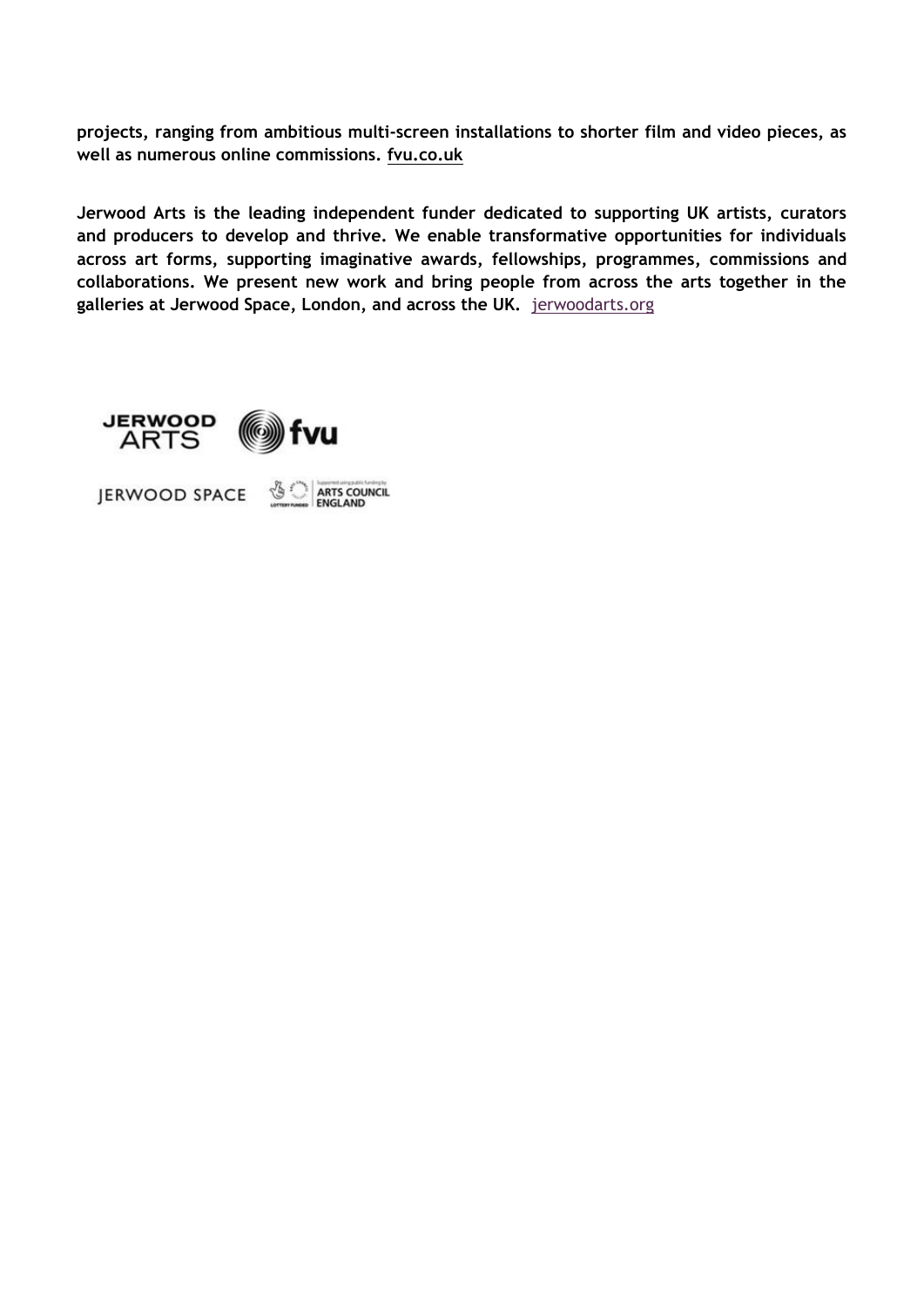**projects, ranging from ambitious multi-screen installations to shorter film and video pieces, as well as numerous online commissions. fvu.co.uk**

**Jerwood Arts is the leading independent funder dedicated to supporting UK artists, curators and producers to develop and thrive. We enable transformative opportunities for individuals across art forms, supporting imaginative awards, fellowships, programmes, commissions and collaborations. We present new work and bring people from across the arts together in the galleries at Jerwood Space, London, and across the UK.** jerwoodarts.org

JERWOOD ARTS fvu

JERWOOD SPACE Supported using public funding by ARTS COUNCIL ENGLAND